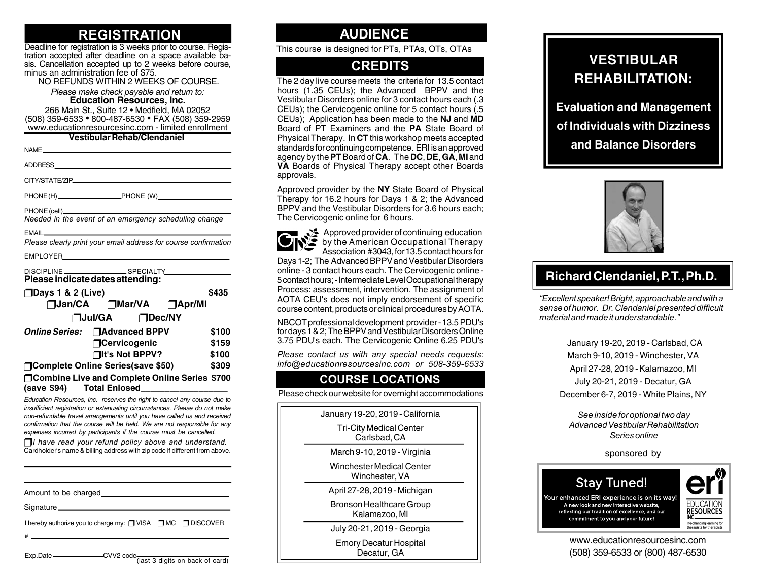## REGISTRATION

Deadline for registration is 3 weeks prior to course. Registration accepted after deadline on a space available basis. Cancellation accepted up to 2 weeks before course, minus an administration fee of $75.

NO REFUNDS WITHIN 2 WEEKS OF COURSE.

*Please make check payable and return to:*
**Education Resources, Inc.**
266 Main St., Suite 12 • Medfield, MA 02052
(508) 359-6533 • 800-487-6530 • FAX (508) 359-2959
www.educationresourcesinc.com - limited enrollment

**Vestibular Rehab/Clendaniel**

NAME ______________________________

ADDRESS ______________________________

CITY/STATE/ZIP ______________________________

PHONE (H) ______________ PHONE (W) ______________

PHONE (cell) ______________________________
*Needed in the event of an emergency scheduling change*

EMAIL ______________________________
*Please clearly print your email address for course confirmation*

EMPLOYER ______________________________

DISCIPLINE ______________ SPECIALTY ______________

**Please indicate dates attending:**

❒ **Days 1 & 2 (Live)** **$435**
❒ **Jan/CA** ❒ **Mar/VA** ❒ **Apr/MI**
❒ **Jul/GA** ❒ **Dec/NY**

***Online Series:*** ❒ **Advanced BPPV** **$100**
❒ **Cervicogenic** **$159**
❒ **It's Not BPPV?** **$100**

❒ **Complete Online Series(save $50)** **$309**

❒ **Combine Live and Complete Online Series** **$700**
**(save $94)** **Total Enlosed** ______________

*Education Resources, Inc. reserves the right to cancel any course due to insufficient registration or extenuating circumstances. Please do not make non-refundable travel arrangements until you have called us and received confirmation that the course will be held. We are not responsible for any expenses incurred by participants if the course must be cancelled.*

❒ *I have read your refund policy above and understand.*

Cardholder's name & billing address with zip code if different from above.

______________________________

______________________________

Amount to be charged ______________________________

Signature ______________________________

I hereby authorize you to charge my: ❒ VISA ❒ MC ❒ DISCOVER

\# ______________________________

Exp.Date ______________ CVV2 code ______________ (last 3 digits on back of card)

## AUDIENCE

This course is designed for PTs, PTAs, OTs, OTAs

## CREDITS

The 2 day live course meets the criteria for 13.5 contact hours (1.35 CEUs); the Advanced BPPV and the Vestibular Disorders online for 3 contact hours each (.3 CEUs); the Cervicogenic online for 5 contact hours (.5 CEUs); Application has been made to the **NJ** and **MD** Board of PT Examiners and the **PA** State Board of Physical Therapy. In **CT** this workshop meets accepted standards for continuing competence. ERI is an approved agency by the **PT** Board of **CA**. The **DC**, **DE**, **GA**, **MI** and **VA** Boards of Physical Therapy accept other Boards approvals.

Approved provider by the **NY** State Board of Physical Therapy for 16.2 hours for Days 1 & 2; the Advanced BPPV and the Vestibular Disorders for 3.6 hours each; The Cervicogenic online for 6 hours.

Approved provider of continuing education by the American Occupational Therapy Association #3043, for 13.5 contact hours for Days 1-2; The Advanced BPPV and Vestibular Disorders online - 3 contact hours each. The Cervicogenic online - 5 contact hours; - Intermediate Level Occupational therapy Process: assessment, intervention. The assignment of AOTA CEU's does not imply endorsement of specific course content, products or clinical procedures by AOTA.

NBCOT professional development provider - 13.5 PDU's for days 1 & 2; The BPPV and Vestibular Disorders Online 3.75 PDU's each. The Cervicogenic Online 6.25 PDU's

*Please contact us with any special needs requests: info@educationresourcesinc.com or 508-359-6533*

## COURSE LOCATIONS

Please check our website for overnight accommodations

January 19-20, 2019 - California
Tri-City Medical Center
Carlsbad, CA

March 9-10, 2019 - Virginia
Winchester Medical Center
Winchester, VA

April 27-28, 2019 - Michigan
Bronson Healthcare Group
Kalamazoo, MI

July 20-21, 2019 - Georgia
Emory Decatur Hospital
Decatur, GA

# VESTIBULAR REHABILITATION:

## Evaluation and Management of Individuals with Dizziness and Balance Disorders

## Richard Clendaniel, P.T., Ph.D.

*"Excellent speaker! Bright, approachable and with a sense of humor. Dr. Clendaniel presented difficult material and made it understandable."*

January 19-20, 2019 - Carlsbad, CA
March 9-10, 2019 - Winchester, VA
April 27-28, 2019 - Kalamazoo, MI
July 20-21, 2019 - Decatur, GA
December 6-7, 2019 - White Plains, NY

*See inside for optional two day Advanced Vestibular Rehabilitation Series online*

sponsored by

Stay Tuned!
Your enhanced ERI experience is on its way!
A new look and new interactive website, reflecting our tradition of excellence, and our commitment to you and your future!

EDUCATION RESOURCES INC.
life-changing learning for therapists by therapists

www.educationresourcesinc.com
(508) 359-6533 or (800) 487-6530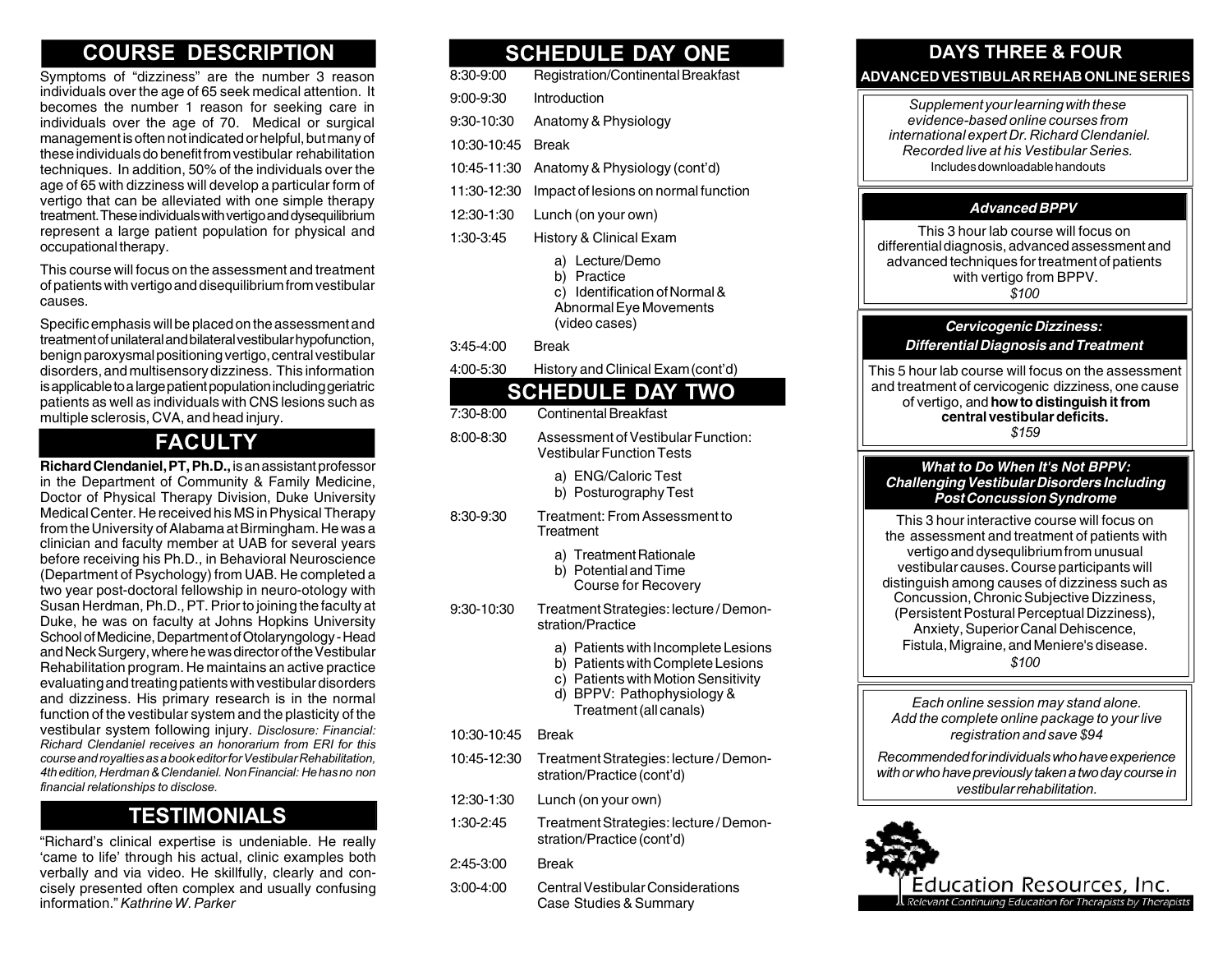## COURSE DESCRIPTION

Symptoms of "dizziness" are the number 3 reason individuals over the age of 65 seek medical attention. It becomes the number 1 reason for seeking care in individuals over the age of 70. Medical or surgical management is often not indicated or helpful, but many of these individuals do benefit from vestibular rehabilitation techniques. In addition, 50% of the individuals over the age of 65 with dizziness will develop a particular form of vertigo that can be alleviated with one simple therapy treatment. These individuals with vertigo and dysequilibrium represent a large patient population for physical and occupational therapy.

This course will focus on the assessment and treatment of patients with vertigo and disequilibrium from vestibular causes.

Specific emphasis will be placed on the assessment and treatment of unilateral and bilateral vestibular hypofunction, benign paroxysmal positioning vertigo, central vestibular disorders, and multisensory dizziness. This information is applicable to a large patient population including geriatric patients as well as individuals with CNS lesions such as multiple sclerosis, CVA, and head injury.

## FACULTY

**Richard Clendaniel, PT, Ph.D.,** is an assistant professor in the Department of Community & Family Medicine, Doctor of Physical Therapy Division, Duke University Medical Center. He received his MS in Physical Therapy from the University of Alabama at Birmingham. He was a clinician and faculty member at UAB for several years before receiving his Ph.D., in Behavioral Neuroscience (Department of Psychology) from UAB. He completed a two year post-doctoral fellowship in neuro-otology with Susan Herdman, Ph.D., PT. Prior to joining the faculty at Duke, he was on faculty at Johns Hopkins University School of Medicine, Department of Otolaryngology - Head and Neck Surgery, where he was director of the Vestibular Rehabilitation program. He maintains an active practice evaluating and treating patients with vestibular disorders and dizziness. His primary research is in the normal function of the vestibular system and the plasticity of the vestibular system following injury. *Disclosure: Financial: Richard Clendaniel receives an honorarium from ERI for this course and royalties as a book editor for Vestibular Rehabilitation, 4th edition, Herdman & Clendaniel. Non Financial: He has no non financial relationships to disclose.*

## TESTIMONIALS

"Richard's clinical expertise is undeniable. He really 'came to life' through his actual, clinic examples both verbally and via video. He skillfully, clearly and concisely presented often complex and usually confusing information." *Kathrine W. Parker*

## SCHEDULE DAY ONE

8:30-9:00 Registration/Continental Breakfast

9:00-9:30 Introduction

9:30-10:30 Anatomy & Physiology

10:30-10:45 Break

10:45-11:30 Anatomy & Physiology (cont'd)

11:30-12:30 Impact of lesions on normal function

12:30-1:30 Lunch (on your own)

1:30-3:45 History & Clinical Exam
- a) Lecture/Demo
- b) Practice
- c) Identification of Normal & Abnormal Eye Movements (video cases)

3:45-4:00 Break

4:00-5:30 History and Clinical Exam (cont'd)

## SCHEDULE DAY TWO

7:30-8:00 Continental Breakfast

8:00-8:30 Assessment of Vestibular Function: Vestibular Function Tests
- a) ENG/Caloric Test
- b) Posturography Test

8:30-9:30 Treatment: From Assessment to Treatment
- a) Treatment Rationale
- b) Potential and Time Course for Recovery

9:30-10:30 Treatment Strategies: lecture / Demonstration/Practice
- a) Patients with Incomplete Lesions
- b) Patients with Complete Lesions
- c) Patients with Motion Sensitivity
- d) BPPV: Pathophysiology & Treatment (all canals)

10:30-10:45 Break

10:45-12:30 Treatment Strategies: lecture / Demonstration/Practice (cont'd)

12:30-1:30 Lunch (on your own)

1:30-2:45 Treatment Strategies: lecture / Demonstration/Practice (cont'd)

2:45-3:00 Break

3:00-4:00 Central Vestibular Considerations Case Studies & Summary

## DAYS THREE & FOUR

### ADVANCED VESTIBULAR REHAB ONLINE SERIES

*Supplement your learning with these evidence-based online courses from international expert Dr. Richard Clendaniel. Recorded live at his Vestibular Series.*
Includes downloadable handouts

### *Advanced BPPV*

This 3 hour lab course will focus on differential diagnosis, advanced assessment and advanced techniques for treatment of patients with vertigo from BPPV.
*$100*

### *Cervicogenic Dizziness: Differential Diagnosis and Treatment*

This 5 hour lab course will focus on the assessment and treatment of cervicogenic dizziness, one cause of vertigo, and **how to distinguish it from central vestibular deficits.**
*$159*

### *What to Do When It's Not BPPV: Challenging Vestibular Disorders Including Post Concussion Syndrome*

This 3 hour interactive course will focus on the assessment and treatment of patients with vertigo and dysequlibrium from unusual vestibular causes. Course participants will distinguish among causes of dizziness such as Concussion, Chronic Subjective Dizziness, (Persistent Postural Perceptual Dizziness), Anxiety, Superior Canal Dehiscence, Fistula, Migraine, and Meniere's disease.
*$100*

*Each online session may stand alone. Add the complete online package to your live registration and save $94*

*Recommended for individuals who have experience with or who have previously taken a two day course in vestibular rehabilitation.*

Education Resources, Inc.
*Relevant Continuing Education for Therapists by Therapists*